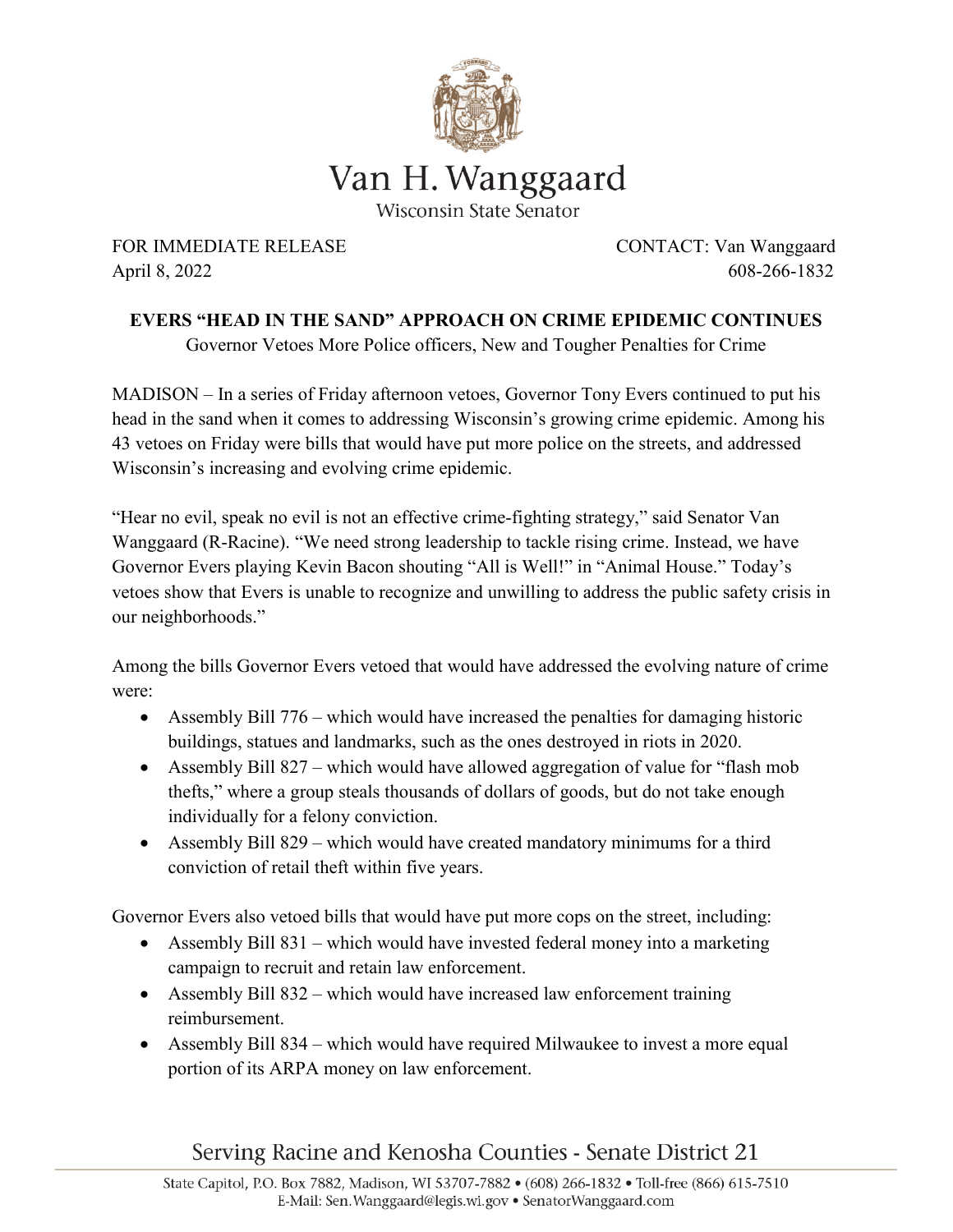# Van H. Wanggaard

Wisconsin State Senator

FOR IMMEDIATE RELEASE
April 8, 2022

CONTACT: Van Wanggaard
608-266-1832

**EVERS "HEAD IN THE SAND" APPROACH ON CRIME EPIDEMIC CONTINUES**

Governor Vetoes More Police officers, New and Tougher Penalties for Crime

MADISON – In a series of Friday afternoon vetoes, Governor Tony Evers continued to put his head in the sand when it comes to addressing Wisconsin's growing crime epidemic. Among his 43 vetoes on Friday were bills that would have put more police on the streets, and addressed Wisconsin's increasing and evolving crime epidemic.

"Hear no evil, speak no evil is not an effective crime-fighting strategy," said Senator Van Wanggaard (R-Racine). "We need strong leadership to tackle rising crime. Instead, we have Governor Evers playing Kevin Bacon shouting "All is Well!" in "Animal House." Today's vetoes show that Evers is unable to recognize and unwilling to address the public safety crisis in our neighborhoods."

Among the bills Governor Evers vetoed that would have addressed the evolving nature of crime were:

- Assembly Bill 776 – which would have increased the penalties for damaging historic buildings, statues and landmarks, such as the ones destroyed in riots in 2020.
- Assembly Bill 827 – which would have allowed aggregation of value for "flash mob thefts," where a group steals thousands of dollars of goods, but do not take enough individually for a felony conviction.
- Assembly Bill 829 – which would have created mandatory minimums for a third conviction of retail theft within five years.

Governor Evers also vetoed bills that would have put more cops on the street, including:

- Assembly Bill 831 – which would have invested federal money into a marketing campaign to recruit and retain law enforcement.
- Assembly Bill 832 – which would have increased law enforcement training reimbursement.
- Assembly Bill 834 – which would have required Milwaukee to invest a more equal portion of its ARPA money on law enforcement.

Serving Racine and Kenosha Counties - Senate District 21

State Capitol, P.O. Box 7882, Madison, WI 53707-7882 • (608) 266-1832 • Toll-free (866) 615-7510
E-Mail: Sen.Wanggaard@legis.wi.gov • SenatorWanggaard.com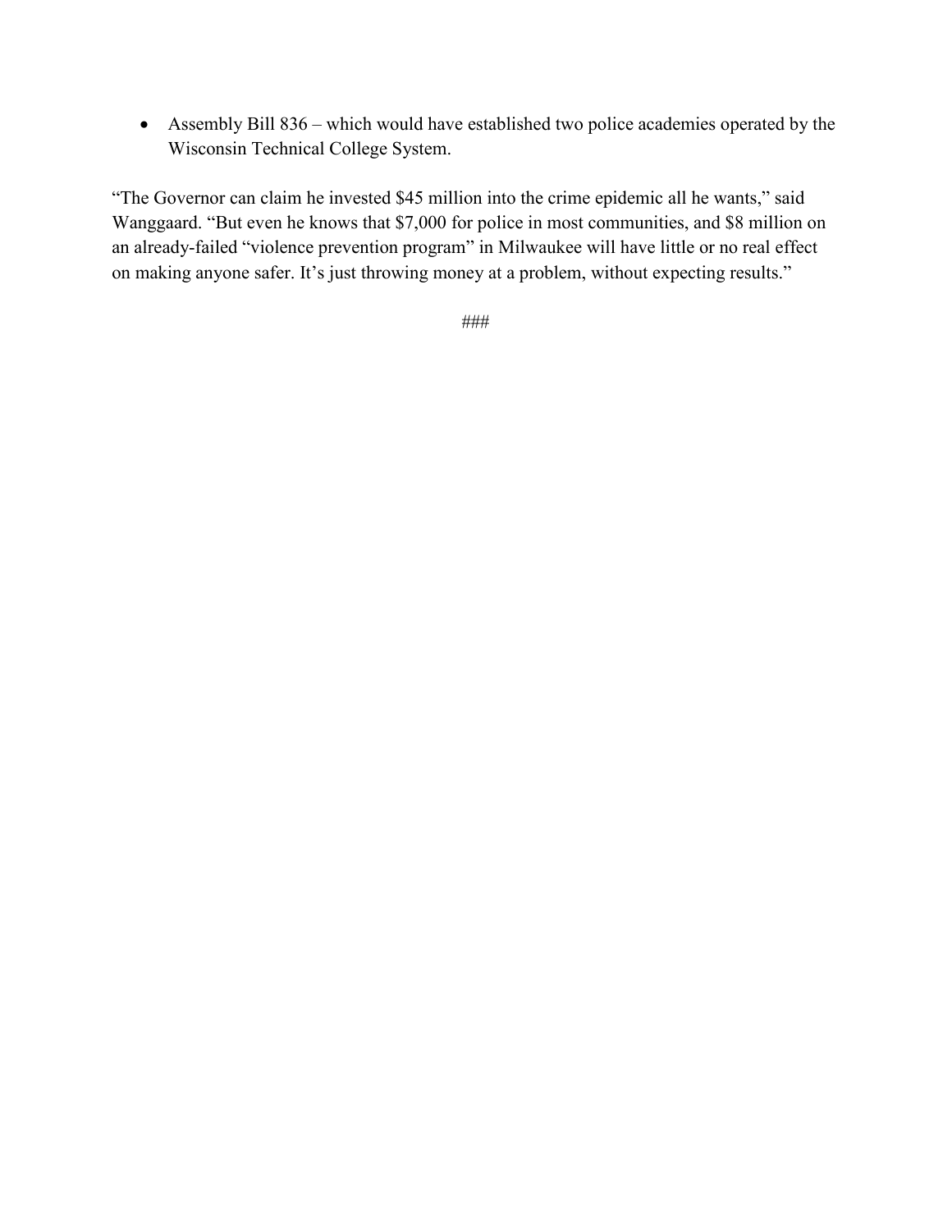- Assembly Bill 836 – which would have established two police academies operated by the Wisconsin Technical College System.

"The Governor can claim he invested $45 million into the crime epidemic all he wants," said Wanggaard. "But even he knows that $7,000 for police in most communities, and $8 million on an already-failed "violence prevention program" in Milwaukee will have little or no real effect on making anyone safer. It's just throwing money at a problem, without expecting results."

###